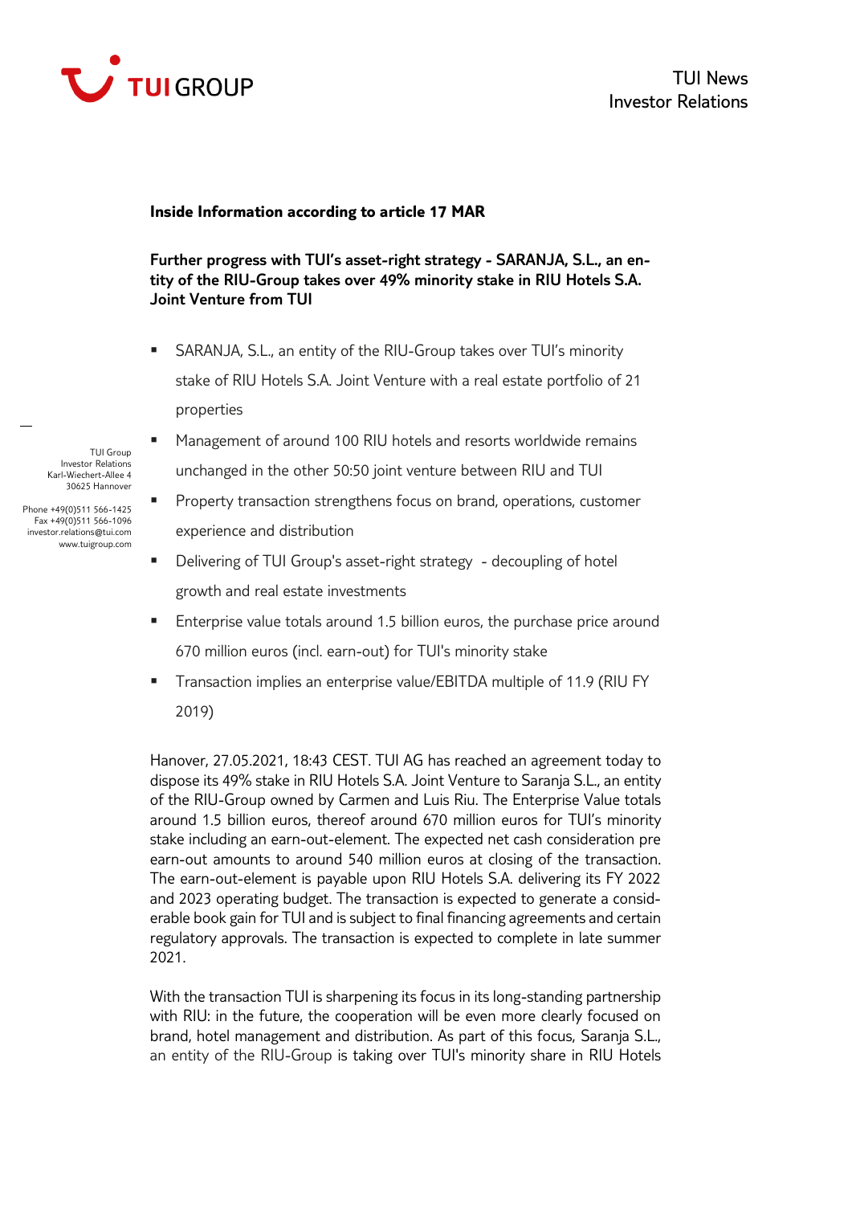TUI News
Investor Relations

**Inside Information according to article 17 MAR**

**Further progress with TUI's asset-right strategy - SARANJA, S.L., an entity of the RIU-Group takes over 49% minority stake in RIU Hotels S.A. Joint Venture from TUI**

- SARANJA, S.L., an entity of the RIU-Group takes over TUI's minority stake of RIU Hotels S.A. Joint Venture with a real estate portfolio of 21 properties
- Management of around 100 RIU hotels and resorts worldwide remains unchanged in the other 50:50 joint venture between RIU and TUI
- Property transaction strengthens focus on brand, operations, customer experience and distribution
- Delivering of TUI Group's asset-right strategy - decoupling of hotel growth and real estate investments
- Enterprise value totals around 1.5 billion euros, the purchase price around 670 million euros (incl. earn-out) for TUI's minority stake
- Transaction implies an enterprise value/EBITDA multiple of 11.9 (RIU FY 2019)

TUI Group
Investor Relations
Karl-Wiechert-Allee 4
30625 Hannover

Phone +49(0)511 566-1425
Fax +49(0)511 566-1096
investor.relations@tui.com
www.tuigroup.com

Hanover, 27.05.2021, 18:43 CEST. TUI AG has reached an agreement today to dispose its 49% stake in RIU Hotels S.A. Joint Venture to Saranja S.L., an entity of the RIU-Group owned by Carmen and Luis Riu. The Enterprise Value totals around 1.5 billion euros, thereof around 670 million euros for TUI's minority stake including an earn-out-element. The expected net cash consideration pre earn-out amounts to around 540 million euros at closing of the transaction. The earn-out-element is payable upon RIU Hotels S.A. delivering its FY 2022 and 2023 operating budget. The transaction is expected to generate a considerable book gain for TUI and is subject to final financing agreements and certain regulatory approvals. The transaction is expected to complete in late summer 2021.

With the transaction TUI is sharpening its focus in its long-standing partnership with RIU: in the future, the cooperation will be even more clearly focused on brand, hotel management and distribution. As part of this focus, Saranja S.L., an entity of the RIU-Group is taking over TUI's minority share in RIU Hotels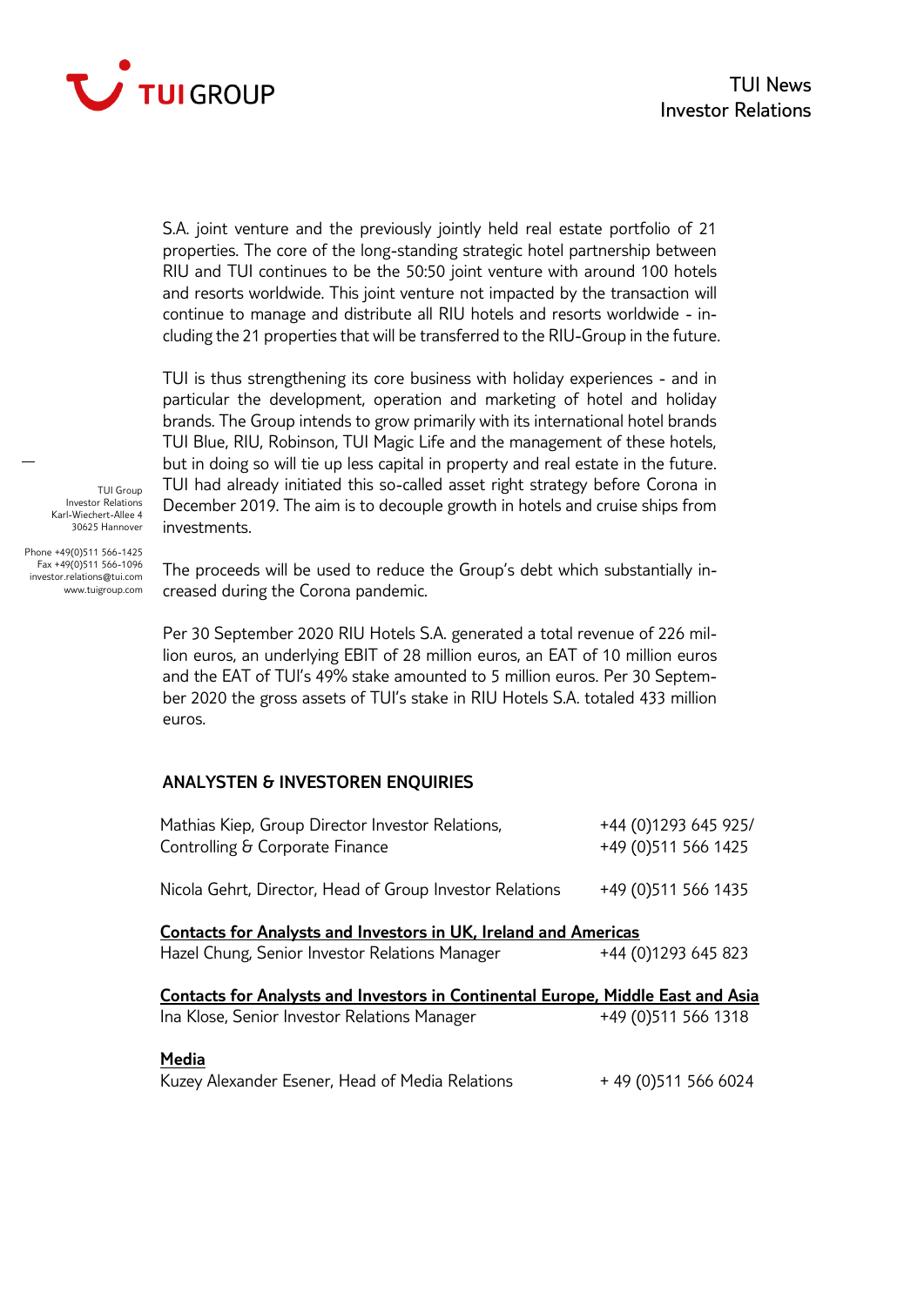S.A. joint venture and the previously jointly held real estate portfolio of 21 properties. The core of the long-standing strategic hotel partnership between RIU and TUI continues to be the 50:50 joint venture with around 100 hotels and resorts worldwide. This joint venture not impacted by the transaction will continue to manage and distribute all RIU hotels and resorts worldwide - including the 21 properties that will be transferred to the RIU-Group in the future.

TUI is thus strengthening its core business with holiday experiences - and in particular the development, operation and marketing of hotel and holiday brands. The Group intends to grow primarily with its international hotel brands TUI Blue, RIU, Robinson, TUI Magic Life and the management of these hotels, but in doing so will tie up less capital in property and real estate in the future. TUI had already initiated this so-called asset right strategy before Corona in December 2019. The aim is to decouple growth in hotels and cruise ships from investments.

The proceeds will be used to reduce the Group's debt which substantially increased during the Corona pandemic.

Per 30 September 2020 RIU Hotels S.A. generated a total revenue of 226 million euros, an underlying EBIT of 28 million euros, an EAT of 10 million euros and the EAT of TUI's 49% stake amounted to 5 million euros. Per 30 September 2020 the gross assets of TUI's stake in RIU Hotels S.A. totaled 433 million euros.

## ANALYSTEN & INVESTOREN ENQUIRIES

| | |
|---|---|
| Mathias Kiep, Group Director Investor Relations, Controlling & Corporate Finance | +44 (0)1293 645 925/ +49 (0)511 566 1425 |
| Nicola Gehrt, Director, Head of Group Investor Relations | +49 (0)511 566 1435 |

**Contacts for Analysts and Investors in UK, Ireland and Americas**

Hazel Chung, Senior Investor Relations Manager +44 (0)1293 645 823

**Contacts for Analysts and Investors in Continental Europe, Middle East and Asia**

Ina Klose, Senior Investor Relations Manager +49 (0)511 566 1318

**Media**

Kuzey Alexander Esener, Head of Media Relations + 49 (0)511 566 6024

TUI Group
Investor Relations
Karl-Wiechert-Allee 4
30625 Hannover

Phone +49(0)511 566-1425
Fax +49(0)511 566-1096
investor.relations@tui.com
www.tuigroup.com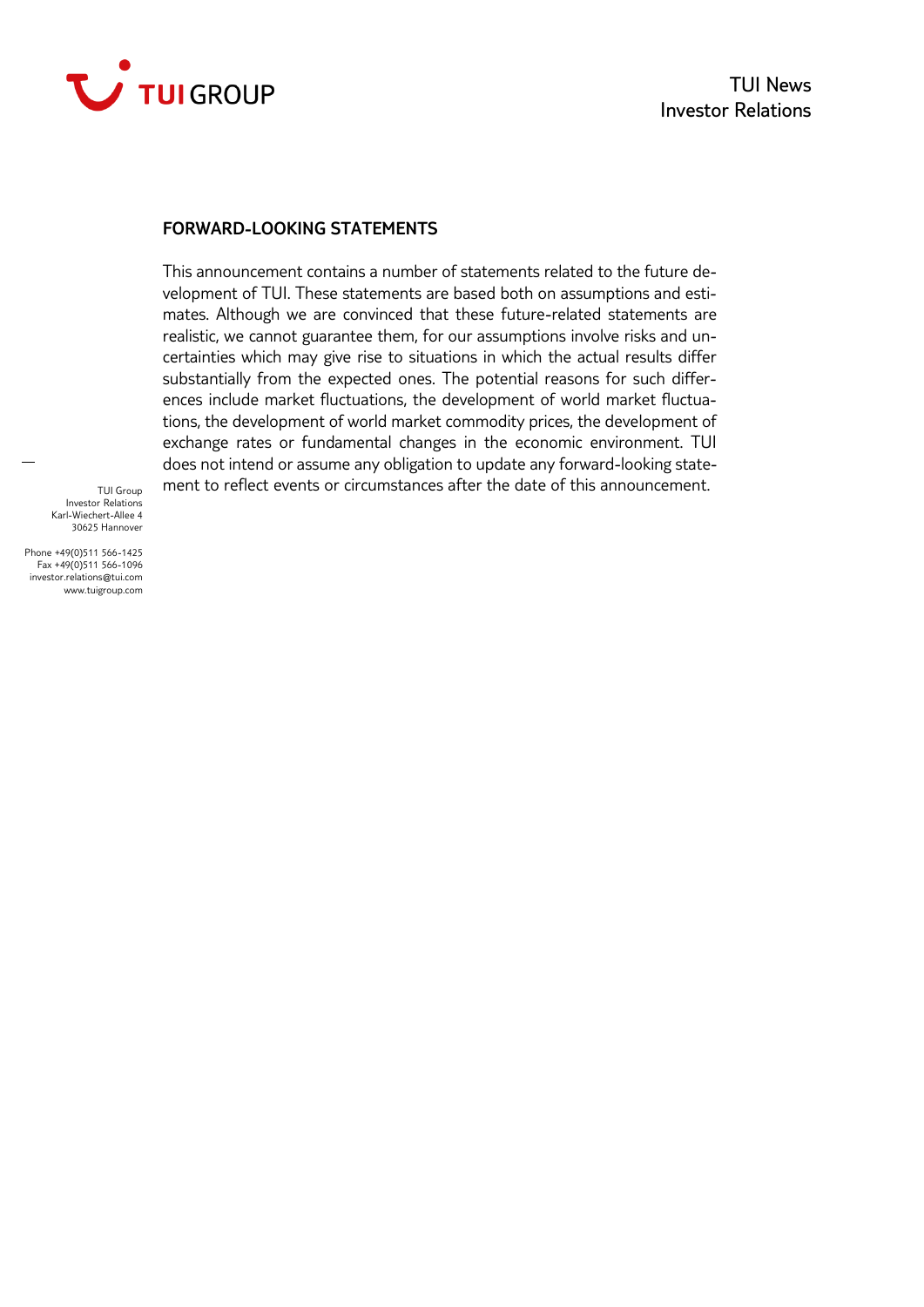## FORWARD-LOOKING STATEMENTS

This announcement contains a number of statements related to the future development of TUI. These statements are based both on assumptions and estimates. Although we are convinced that these future-related statements are realistic, we cannot guarantee them, for our assumptions involve risks and uncertainties which may give rise to situations in which the actual results differ substantially from the expected ones. The potential reasons for such differences include market fluctuations, the development of world market fluctuations, the development of world market commodity prices, the development of exchange rates or fundamental changes in the economic environment. TUI does not intend or assume any obligation to update any forward-looking statement to reflect events or circumstances after the date of this announcement.